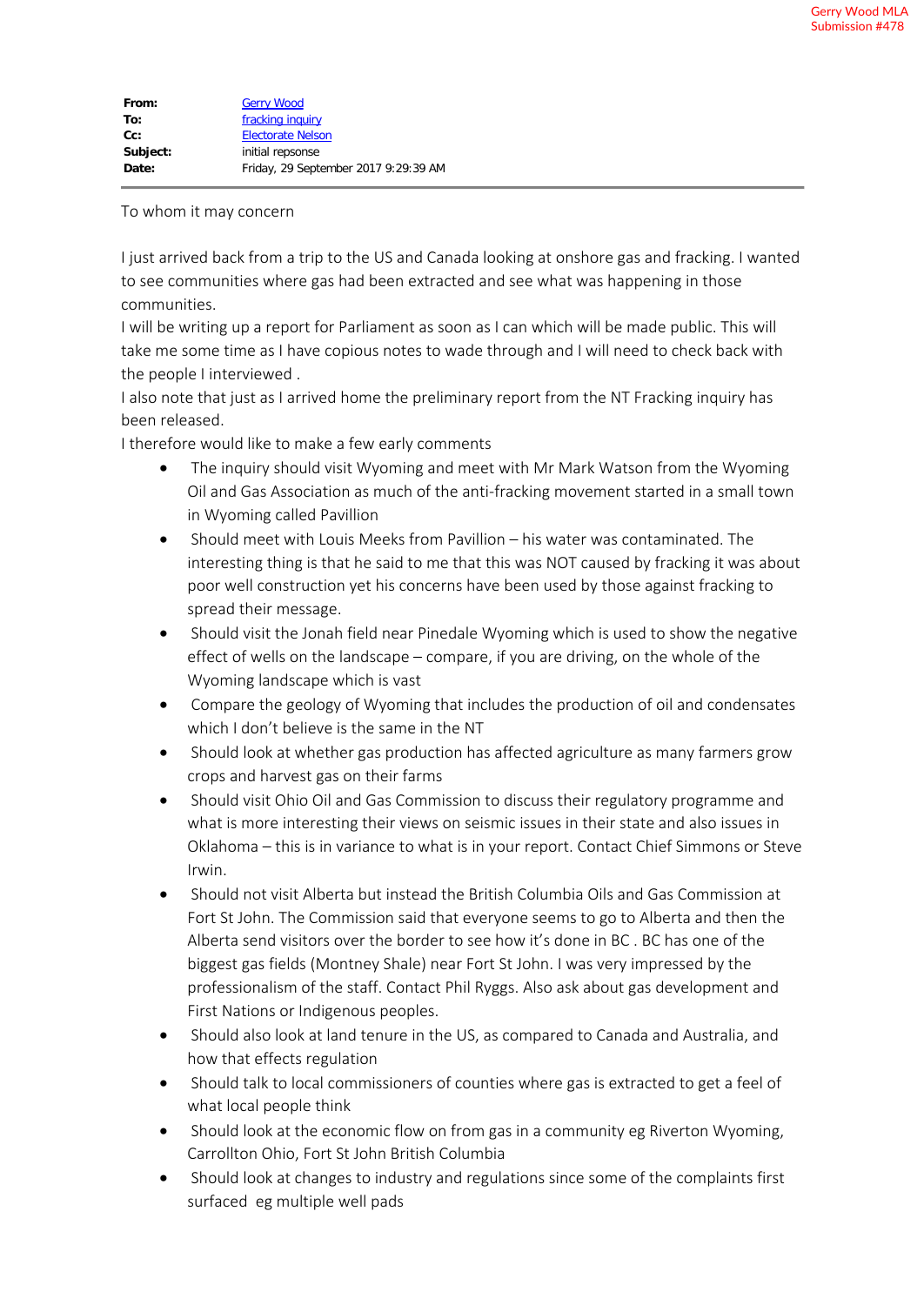Gerry Wood MLA
Submission #478

| | |
|---|---|
| **From:** | Gerry Wood |
| **To:** | fracking inquiry |
| **Cc:** | Electorate Nelson |
| **Subject:** | initial repsonse |
| **Date:** | Friday, 29 September 2017 9:29:39 AM |

To whom it may concern

I just arrived back from a trip to the US and Canada looking at onshore gas and fracking. I wanted to see communities where gas had been extracted and see what was happening in those communities.
I will be writing up a report for Parliament as soon as I can which will be made public. This will take me some time as I have copious notes to wade through and I will need to check back with the people I interviewed .
I also note that just as I arrived home the preliminary report from the NT Fracking inquiry has been released.
I therefore would like to make a few early comments

- The inquiry should visit Wyoming and meet with Mr Mark Watson from the Wyoming Oil and Gas Association as much of the anti-fracking movement started in a small town in Wyoming called Pavillion
- Should meet with Louis Meeks from Pavillion – his water was contaminated. The interesting thing is that he said to me that this was NOT caused by fracking it was about poor well construction yet his concerns have been used by those against fracking to spread their message.
- Should visit the Jonah field near Pinedale Wyoming which is used to show the negative effect of wells on the landscape – compare, if you are driving, on the whole of the Wyoming landscape which is vast
- Compare the geology of Wyoming that includes the production of oil and condensates which I don't believe is the same in the NT
- Should look at whether gas production has affected agriculture as many farmers grow crops and harvest gas on their farms
- Should visit Ohio Oil and Gas Commission to discuss their regulatory programme and what is more interesting their views on seismic issues in their state and also issues in Oklahoma – this is in variance to what is in your report. Contact Chief Simmons or Steve Irwin.
- Should not visit Alberta but instead the British Columbia Oils and Gas Commission at Fort St John. The Commission said that everyone seems to go to Alberta and then the Alberta send visitors over the border to see how it's done in BC . BC has one of the biggest gas fields (Montney Shale) near Fort St John. I was very impressed by the professionalism of the staff. Contact Phil Ryggs. Also ask about gas development and First Nations or Indigenous peoples.
- Should also look at land tenure in the US, as compared to Canada and Australia, and how that effects regulation
- Should talk to local commissioners of counties where gas is extracted to get a feel of what local people think
- Should look at the economic flow on from gas in a community eg Riverton Wyoming, Carrollton Ohio, Fort St John British Columbia
- Should look at changes to industry and regulations since some of the complaints first surfaced eg multiple well pads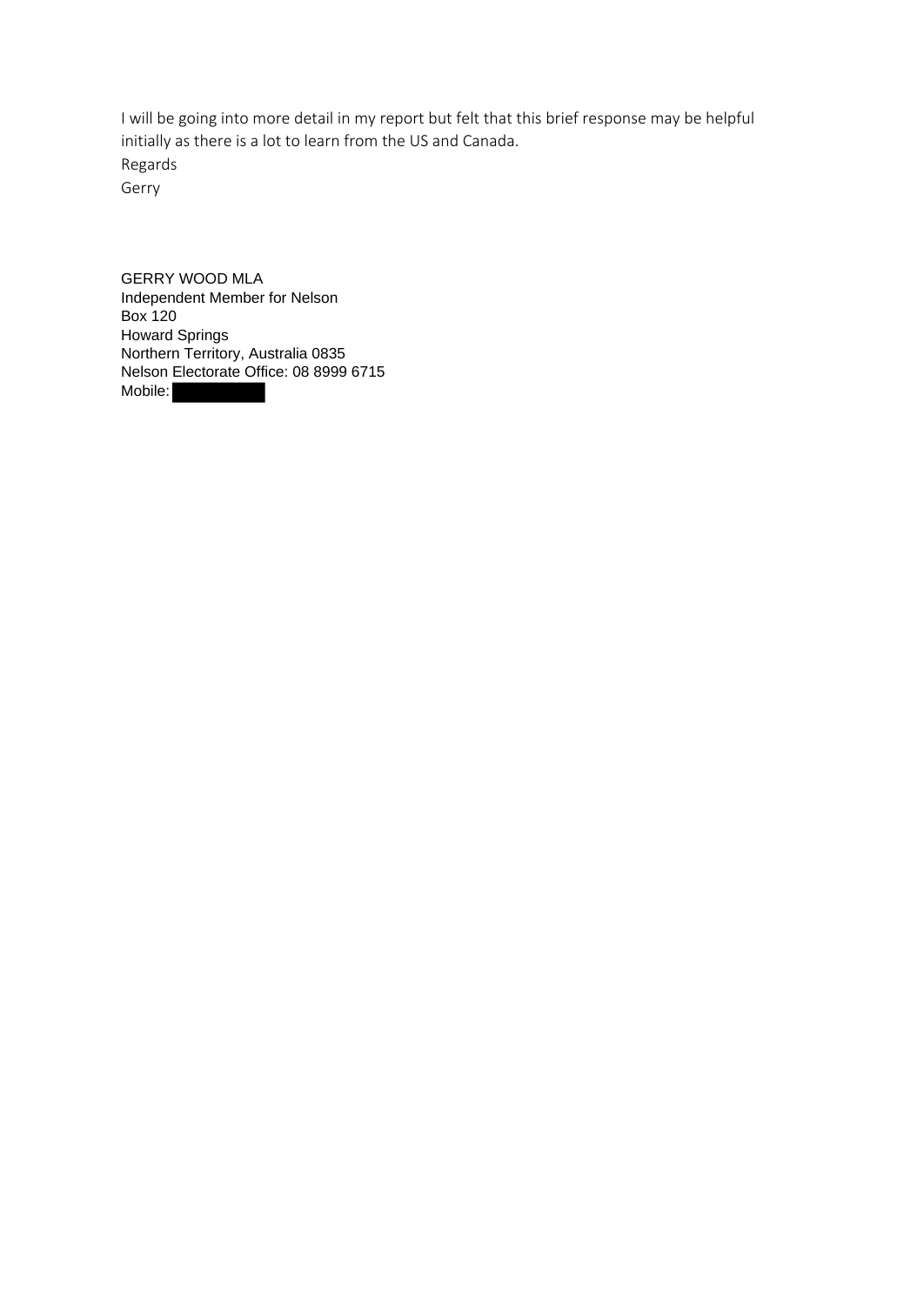I will be going into more detail in my report but felt that this brief response may be helpful initially as there is a lot to learn from the US and Canada.

Regards

Gerry

GERRY WOOD MLA
Independent Member for Nelson
Box 120
Howard Springs
Northern Territory, Australia 0835
Nelson Electorate Office: 08 8999 6715
Mobile: